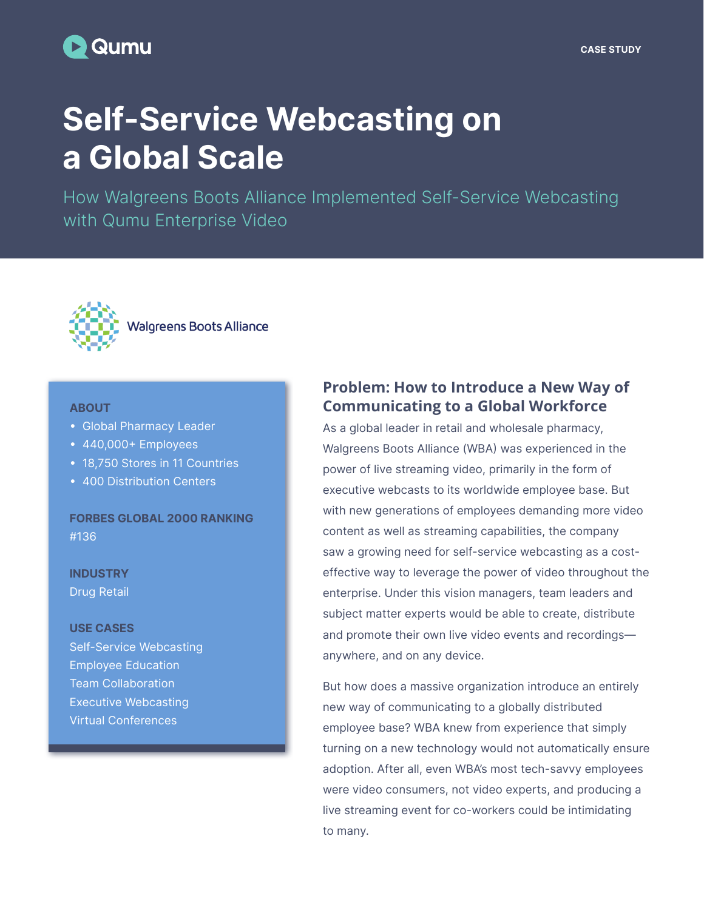Qumu

CASE STUDY

# Self-Service Webcasting on a Global Scale

How Walgreens Boots Alliance Implemented Self-Service Webcasting with Qumu Enterprise Video

Walgreens Boots Alliance

**ABOUT**

- Global Pharmacy Leader
- 440,000+ Employees
- 18,750 Stores in 11 Countries
- 400 Distribution Centers

**FORBES GLOBAL 2000 RANKING**

#136

**INDUSTRY**

Drug Retail

**USE CASES**

Self-Service Webcasting
Employee Education
Team Collaboration
Executive Webcasting
Virtual Conferences

## Problem: How to Introduce a New Way of Communicating to a Global Workforce

As a global leader in retail and wholesale pharmacy, Walgreens Boots Alliance (WBA) was experienced in the power of live streaming video, primarily in the form of executive webcasts to its worldwide employee base. But with new generations of employees demanding more video content as well as streaming capabilities, the company saw a growing need for self-service webcasting as a cost-effective way to leverage the power of video throughout the enterprise. Under this vision managers, team leaders and subject matter experts would be able to create, distribute and promote their own live video events and recordings—anywhere, and on any device.

But how does a massive organization introduce an entirely new way of communicating to a globally distributed employee base? WBA knew from experience that simply turning on a new technology would not automatically ensure adoption. After all, even WBA's most tech-savvy employees were video consumers, not video experts, and producing a live streaming event for co-workers could be intimidating to many.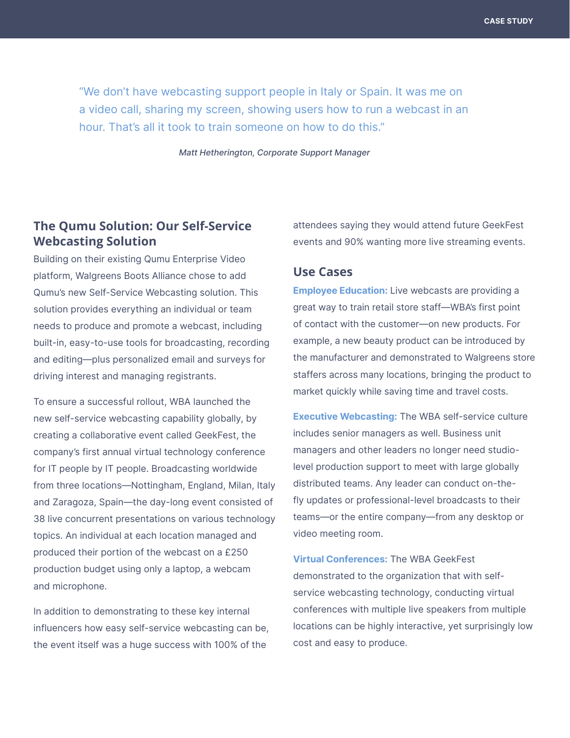> "We don't have webcasting support people in Italy or Spain. It was me on a video call, sharing my screen, showing users how to run a webcast in an hour. That's all it took to train someone on how to do this."
>
> *Matt Hetherington, Corporate Support Manager*

## The Qumu Solution: Our Self-Service Webcasting Solution

Building on their existing Qumu Enterprise Video platform, Walgreens Boots Alliance chose to add Qumu's new Self-Service Webcasting solution. This solution provides everything an individual or team needs to produce and promote a webcast, including built-in, easy-to-use tools for broadcasting, recording and editing—plus personalized email and surveys for driving interest and managing registrants.

To ensure a successful rollout, WBA launched the new self-service webcasting capability globally, by creating a collaborative event called GeekFest, the company's first annual virtual technology conference for IT people by IT people. Broadcasting worldwide from three locations—Nottingham, England, Milan, Italy and Zaragoza, Spain—the day-long event consisted of 38 live concurrent presentations on various technology topics. An individual at each location managed and produced their portion of the webcast on a £250 production budget using only a laptop, a webcam and microphone.

In addition to demonstrating to these key internal influencers how easy self-service webcasting can be, the event itself was a huge success with 100% of the attendees saying they would attend future GeekFest events and 90% wanting more live streaming events.

## Use Cases

**Employee Education:** Live webcasts are providing a great way to train retail store staff—WBA's first point of contact with the customer—on new products. For example, a new beauty product can be introduced by the manufacturer and demonstrated to Walgreens store staffers across many locations, bringing the product to market quickly while saving time and travel costs.

**Executive Webcasting:** The WBA self-service culture includes senior managers as well. Business unit managers and other leaders no longer need studio-level production support to meet with large globally distributed teams. Any leader can conduct on-the-fly updates or professional-level broadcasts to their teams—or the entire company—from any desktop or video meeting room.

**Virtual Conferences:** The WBA GeekFest demonstrated to the organization that with self-service webcasting technology, conducting virtual conferences with multiple live speakers from multiple locations can be highly interactive, yet surprisingly low cost and easy to produce.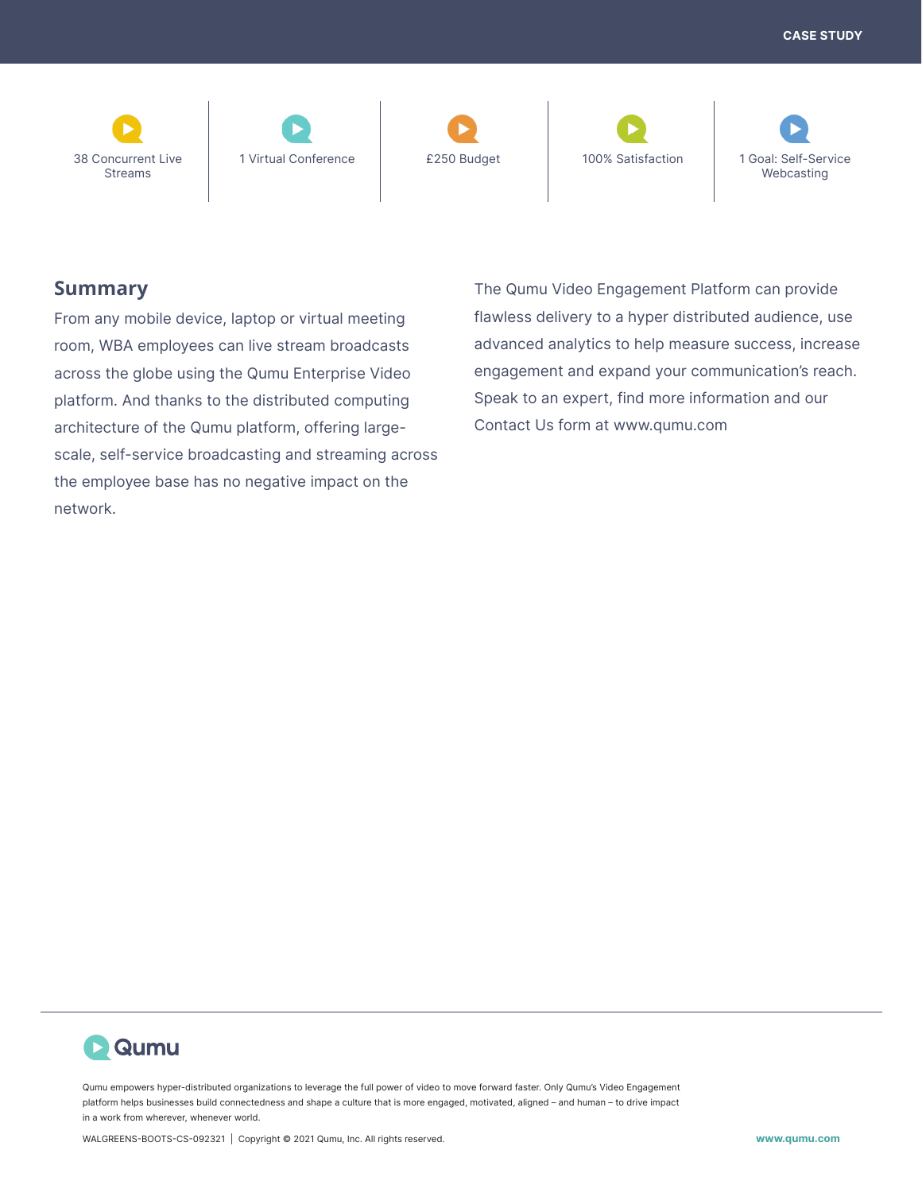38 Concurrent Live Streams

1 Virtual Conference

£250 Budget

100% Satisfaction

1 Goal: Self-Service Webcasting

## Summary

From any mobile device, laptop or virtual meeting room, WBA employees can live stream broadcasts across the globe using the Qumu Enterprise Video platform. And thanks to the distributed computing architecture of the Qumu platform, offering large-scale, self-service broadcasting and streaming across the employee base has no negative impact on the network.

The Qumu Video Engagement Platform can provide flawless delivery to a hyper distributed audience, use advanced analytics to help measure success, increase engagement and expand your communication's reach. Speak to an expert, find more information and our Contact Us form at www.qumu.com

Qumu

Qumu empowers hyper-distributed organizations to leverage the full power of video to move forward faster. Only Qumu's Video Engagement platform helps businesses build connectedness and shape a culture that is more engaged, motivated, aligned – and human – to drive impact in a work from wherever, whenever world.

WALGREENS-BOOTS-CS-092321 | Copyright © 2021 Qumu, Inc. All rights reserved.

www.qumu.com